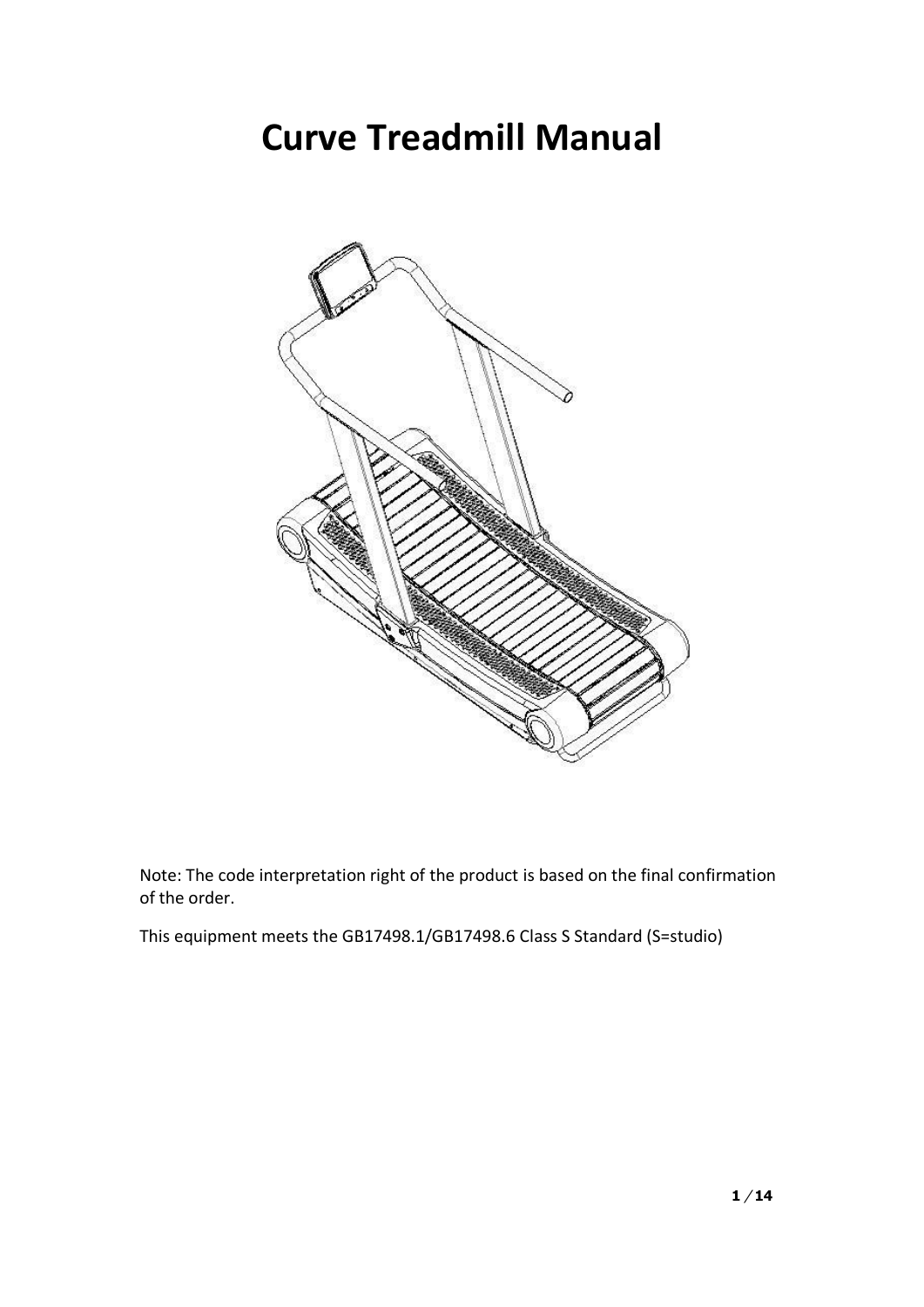# Curve Treadmill Manual

Note: The code interpretation right of the product is based on the final confirmation of the order.

This equipment meets the GB17498.1/GB17498.6 Class S Standard (S=studio)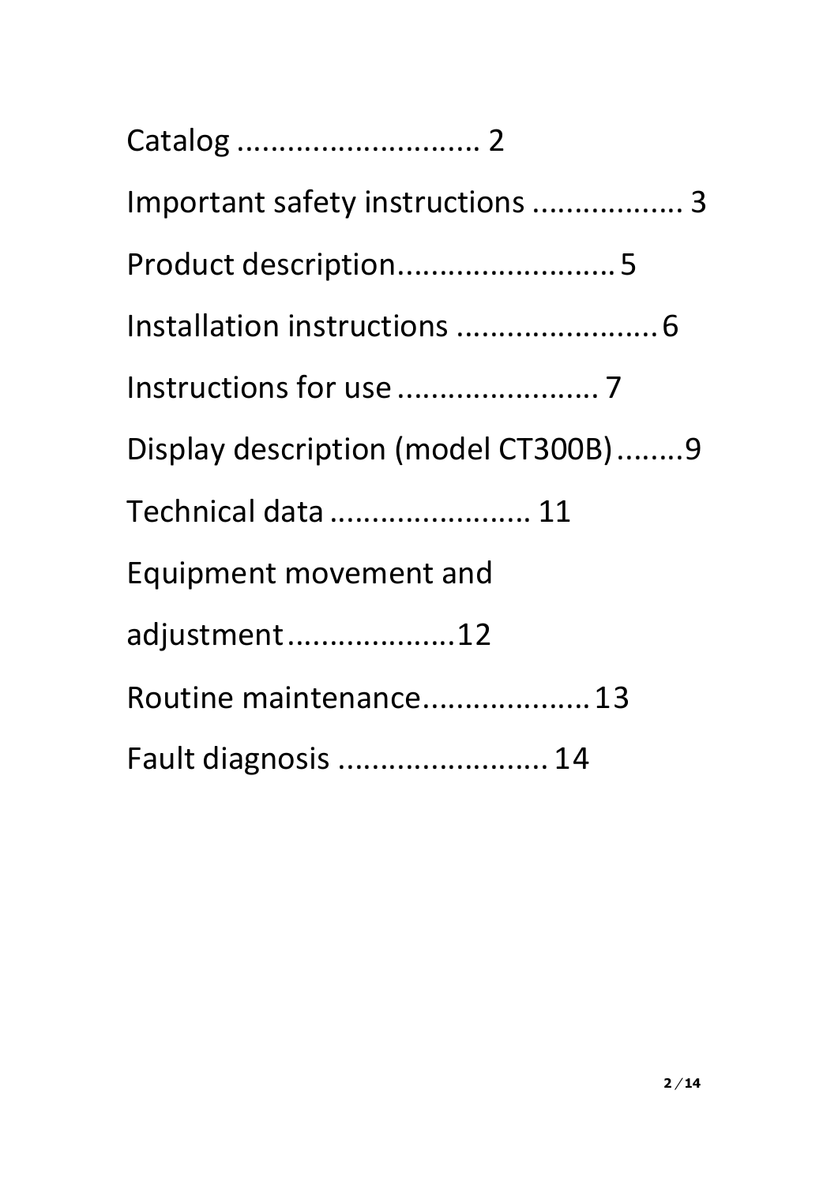Catalog ............................ 2

Important safety instructions ................. 3

Product description......................... 5

Installation instructions ........................ 6

Instructions for use ....................... 7

Display description (model CT300B)........9

Technical data ....................... 11

Equipment movement and adjustment...................12

Routine maintenance................... 13

Fault diagnosis ........................ 14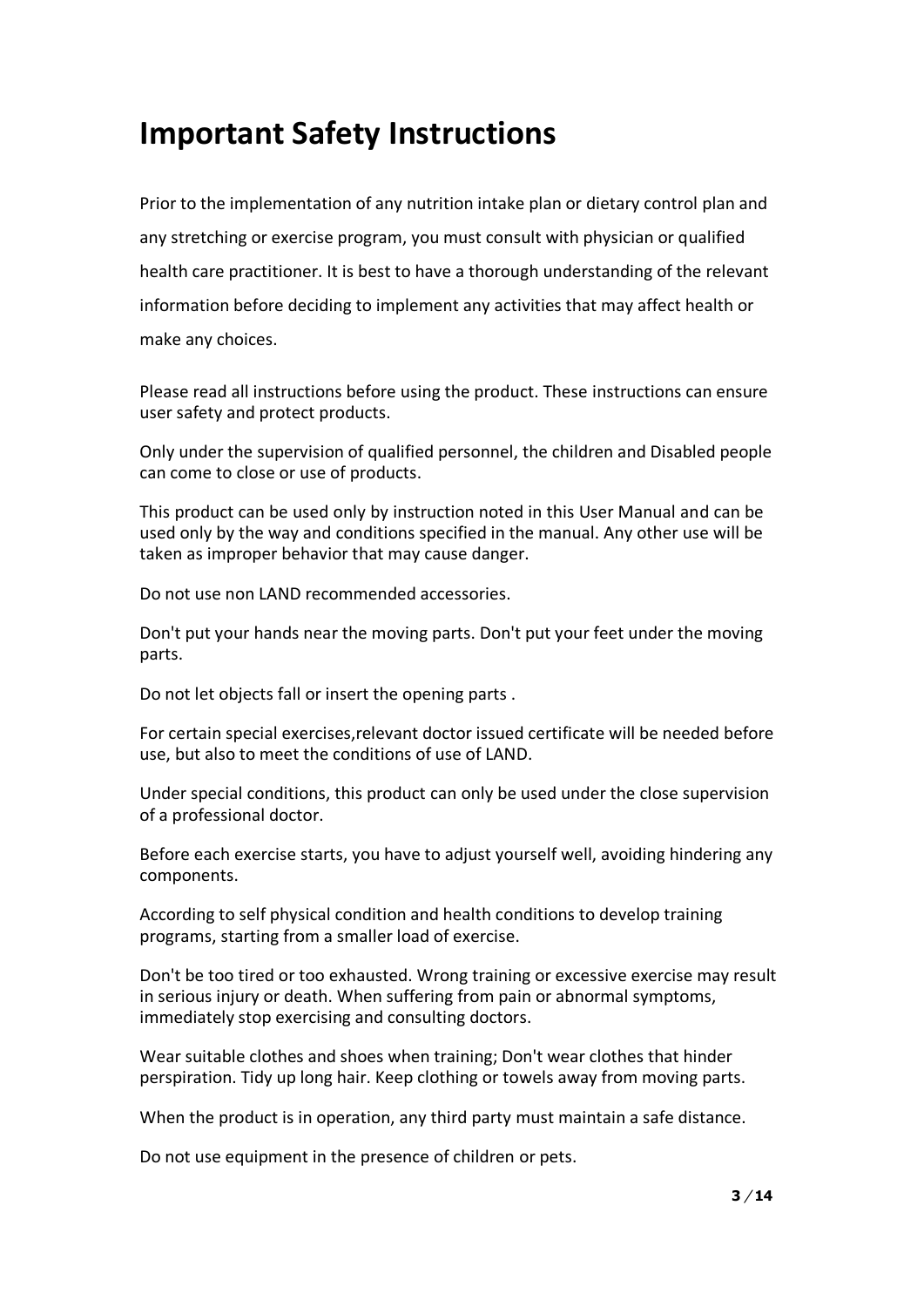# Important Safety Instructions

Prior to the implementation of any nutrition intake plan or dietary control plan and any stretching or exercise program, you must consult with physician or qualified health care practitioner. It is best to have a thorough understanding of the relevant information before deciding to implement any activities that may affect health or make any choices.

Please read all instructions before using the product. These instructions can ensure user safety and protect products.

Only under the supervision of qualified personnel, the children and Disabled people can come to close or use of products.

This product can be used only by instruction noted in this User Manual and can be used only by the way and conditions specified in the manual. Any other use will be taken as improper behavior that may cause danger.

Do not use non LAND recommended accessories.

Don't put your hands near the moving parts. Don't put your feet under the moving parts.

Do not let objects fall or insert the opening parts .

For certain special exercises,relevant doctor issued certificate will be needed before use, but also to meet the conditions of use of LAND.

Under special conditions, this product can only be used under the close supervision of a professional doctor.

Before each exercise starts, you have to adjust yourself well, avoiding hindering any components.

According to self physical condition and health conditions to develop training programs, starting from a smaller load of exercise.

Don't be too tired or too exhausted. Wrong training or excessive exercise may result in serious injury or death. When suffering from pain or abnormal symptoms, immediately stop exercising and consulting doctors.

Wear suitable clothes and shoes when training; Don't wear clothes that hinder perspiration. Tidy up long hair. Keep clothing or towels away from moving parts.

When the product is in operation, any third party must maintain a safe distance.

Do not use equipment in the presence of children or pets.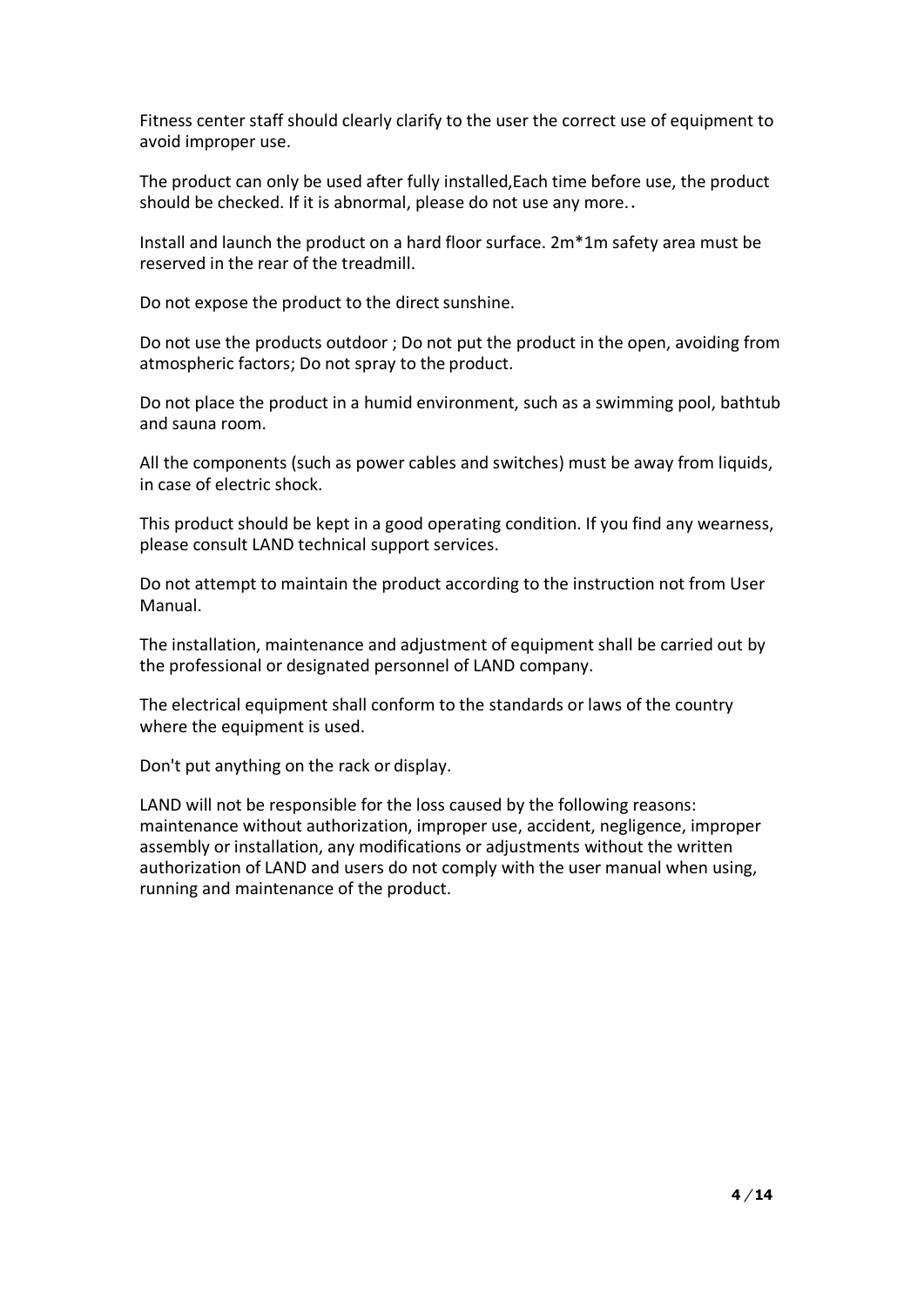Fitness center staff should clearly clarify to the user the correct use of equipment to avoid improper use.

The product can only be used after fully installed,Each time before use, the product should be checked. If it is abnormal, please do not use any more..

Install and launch the product on a hard floor surface. 2m*1m safety area must be reserved in the rear of the treadmill.

Do not expose the product to the direct sunshine.

Do not use the products outdoor ; Do not put the product in the open, avoiding from atmospheric factors; Do not spray to the product.

Do not place the product in a humid environment, such as a swimming pool, bathtub and sauna room.

All the components (such as power cables and switches) must be away from liquids, in case of electric shock.

This product should be kept in a good operating condition. If you find any wearness, please consult LAND technical support services.

Do not attempt to maintain the product according to the instruction not from User Manual.

The installation, maintenance and adjustment of equipment shall be carried out by the professional or designated personnel of LAND company.

The electrical equipment shall conform to the standards or laws of the country where the equipment is used.

Don't put anything on the rack or display.

LAND will not be responsible for the loss caused by the following reasons: maintenance without authorization, improper use, accident, negligence, improper assembly or installation, any modifications or adjustments without the written authorization of LAND and users do not comply with the user manual when using, running and maintenance of the product.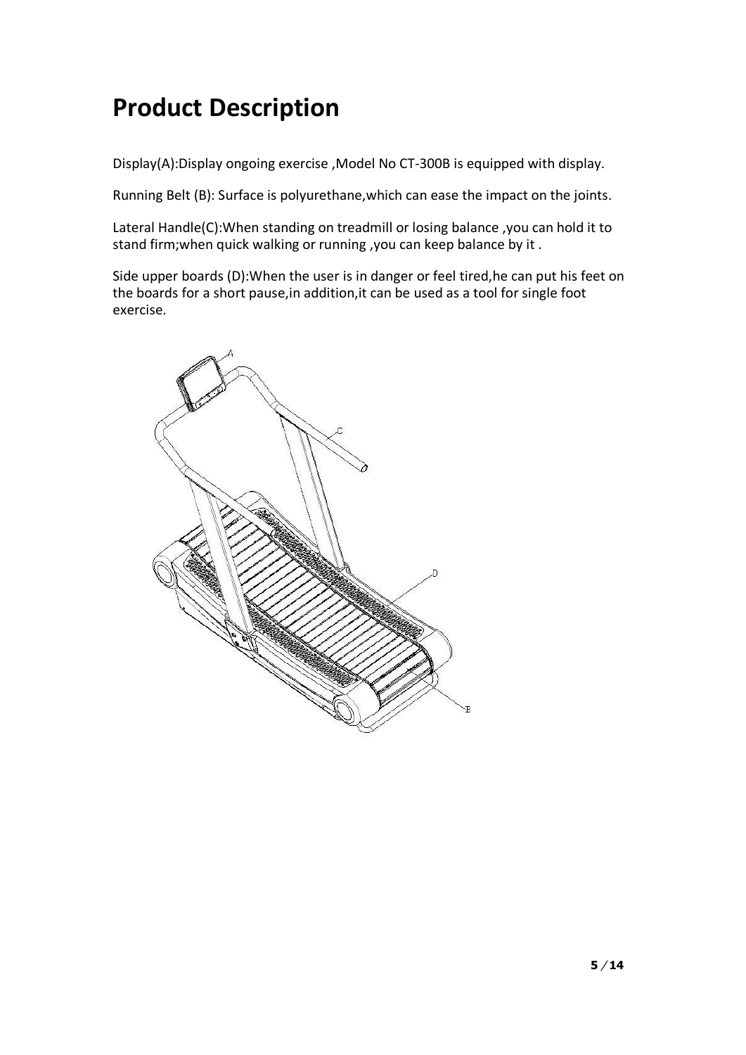# Product Description

Display(A):Display ongoing exercise ,Model No CT-300B is equipped with display.

Running Belt (B): Surface is polyurethane,which can ease the impact on the joints.

Lateral Handle(C):When standing on treadmill or losing balance ,you can hold it to stand firm;when quick walking or running ,you can keep balance by it .

Side upper boards (D):When the user is in danger or feel tired,he can put his feet on the boards for a short pause,in addition,it can be used as a tool for single foot exercise.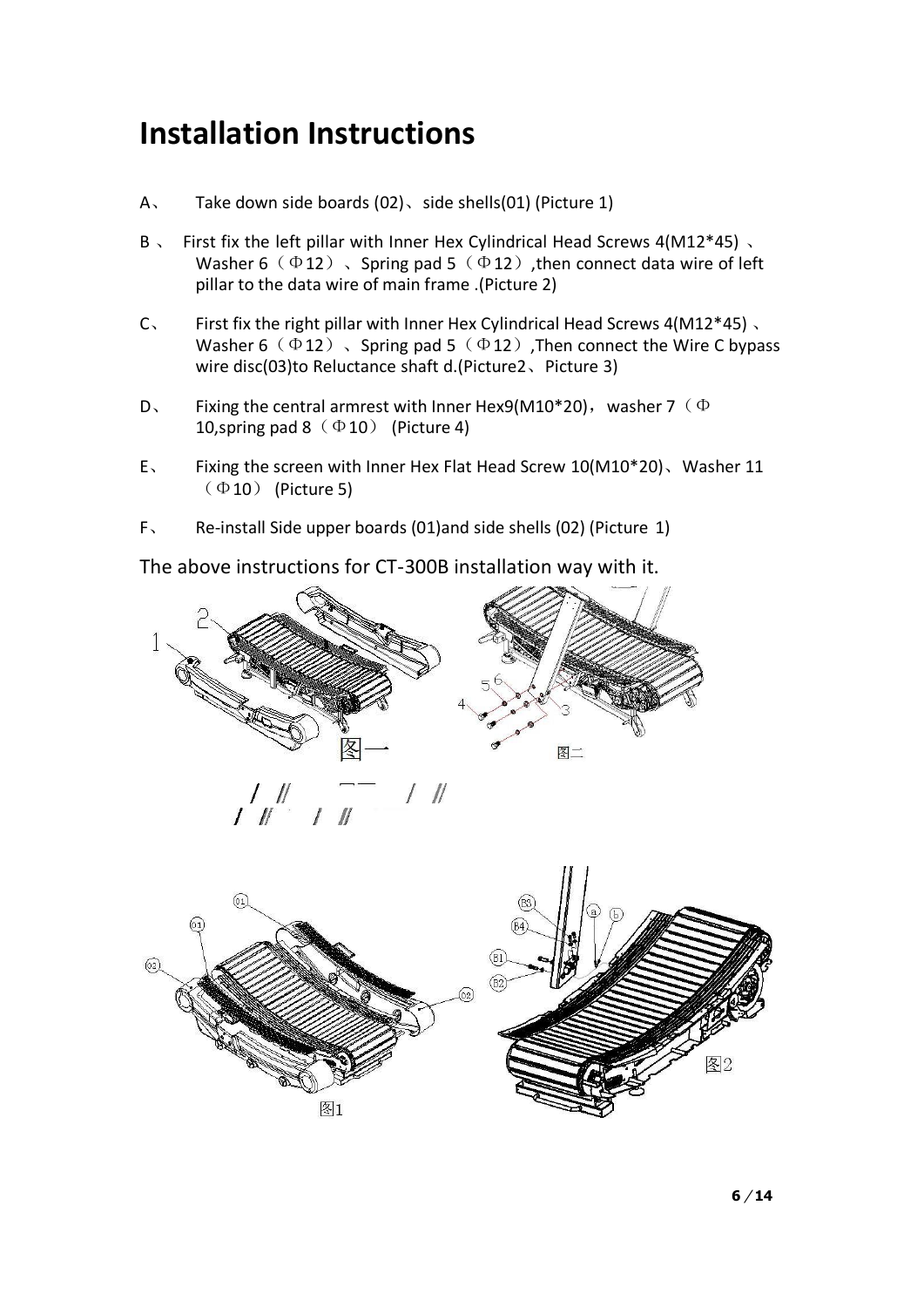# Installation Instructions

A、 Take down side boards (02)、side shells(01) (Picture 1)

B 、 First fix the left pillar with Inner Hex Cylindrical Head Screws 4(M12*45) 、 Washer 6（Φ12）、Spring pad 5（Φ12）,then connect data wire of left pillar to the data wire of main frame .(Picture 2)

C、 First fix the right pillar with Inner Hex Cylindrical Head Screws 4(M12*45) 、 Washer 6（Φ12）、Spring pad 5（Φ12）,Then connect the Wire C bypass wire disc(03)to Reluctance shaft d.(Picture2、Picture 3)

D、 Fixing the central armrest with Inner Hex9(M10*20)，washer 7（Φ 10,spring pad 8（Φ10） (Picture 4)

E、 Fixing the screen with Inner Hex Flat Head Screw 10(M10*20)、Washer 11（Φ10） (Picture 5)

F、 Re-install Side upper boards (01)and side shells (02) (Picture 1)

The above instructions for CT-300B installation way with it.

图一

图二

图1

图2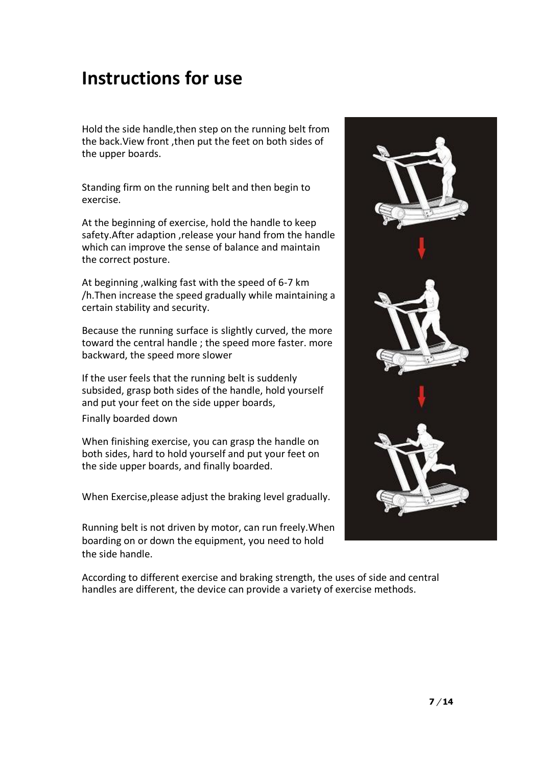# Instructions for use

Hold the side handle,then step on the running belt from the back.View front ,then put the feet on both sides of the upper boards.

Standing firm on the running belt and then begin to exercise.

At the beginning of exercise, hold the handle to keep safety.After adaption ,release your hand from the handle which can improve the sense of balance and maintain the correct posture.

At beginning ,walking fast with the speed of 6-7 km /h.Then increase the speed gradually while maintaining a certain stability and security.

Because the running surface is slightly curved, the more toward the central handle ; the speed more faster. more backward, the speed more slower

If the user feels that the running belt is suddenly subsided, grasp both sides of the handle, hold yourself and put your feet on the side upper boards,

Finally boarded down

When finishing exercise, you can grasp the handle on both sides, hard to hold yourself and put your feet on the side upper boards, and finally boarded.

When Exercise,please adjust the braking level gradually.

Running belt is not driven by motor, can run freely.When boarding on or down the equipment, you need to hold the side handle.

According to different exercise and braking strength, the uses of side and central handles are different, the device can provide a variety of exercise methods.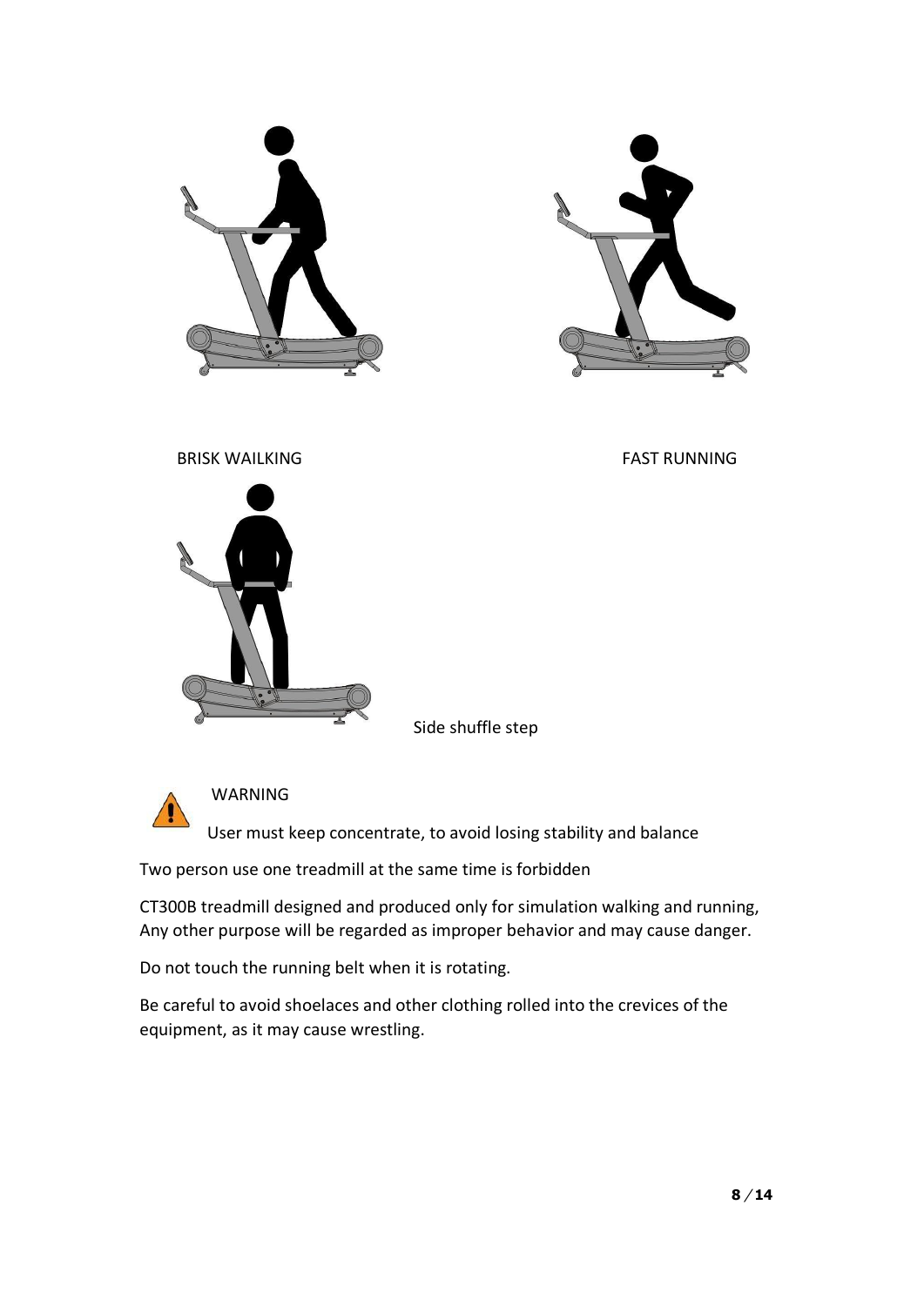BRISK WAILKING

FAST RUNNING

Side shuffle step

WARNING

User must keep concentrate, to avoid losing stability and balance

Two person use one treadmill at the same time is forbidden

CT300B treadmill designed and produced only for simulation walking and running, Any other purpose will be regarded as improper behavior and may cause danger.

Do not touch the running belt when it is rotating.

Be careful to avoid shoelaces and other clothing rolled into the crevices of the equipment, as it may cause wrestling.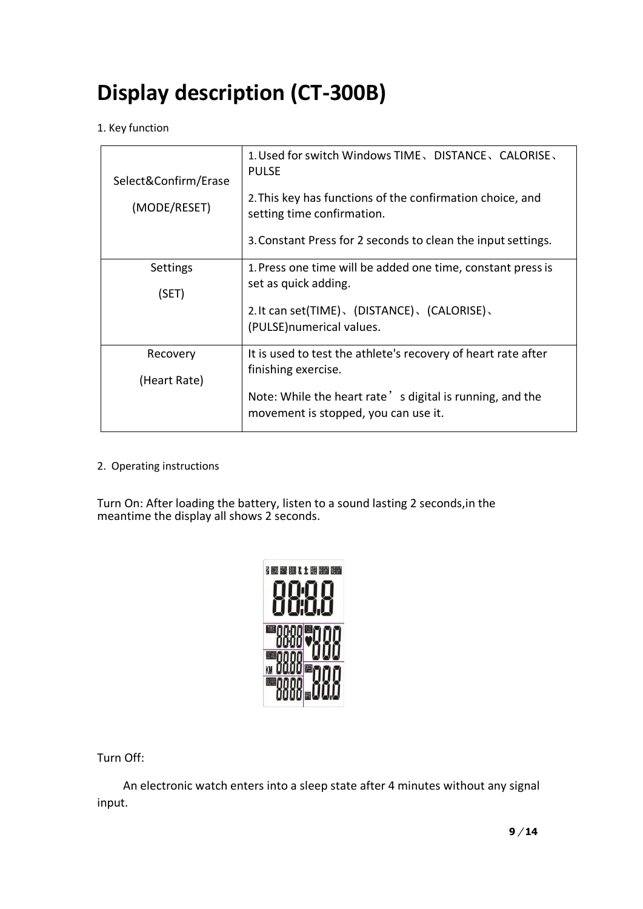# Display description (CT-300B)

1. Key function

| | |
|---|---|
| Select&Confirm/Erase<br><br>(MODE/RESET) | 1. Used for switch Windows TIME、DISTANCE、CALORISE、PULSE<br><br>2. This key has functions of the confirmation choice, and setting time confirmation.<br><br>3. Constant Press for 2 seconds to clean the input settings. |
| Settings<br><br>(SET) | 1. Press one time will be added one time, constant press is set as quick adding.<br><br>2. It can set(TIME)、(DISTANCE)、(CALORISE)、(PULSE)numerical values. |
| Recovery<br><br>(Heart Rate) | It is used to test the athlete's recovery of heart rate after finishing exercise.<br><br>Note: While the heart rate’s digital is running, and the movement is stopped, you can use it. |

2. Operating instructions

Turn On: After loading the battery, listen to a sound lasting 2 seconds,in the meantime the display all shows 2 seconds.

Turn Off:

An electronic watch enters into a sleep state after 4 minutes without any signal input.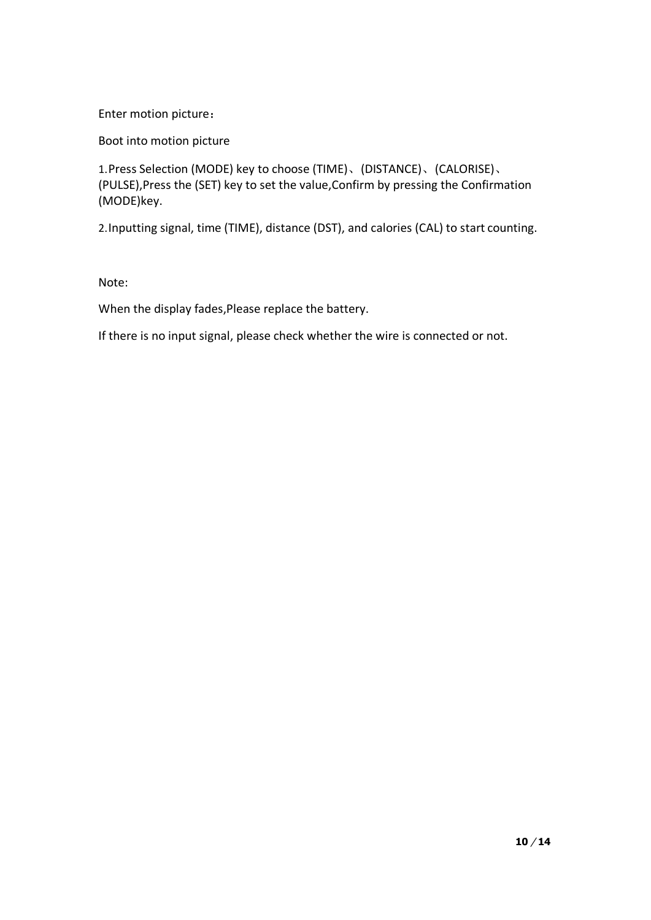Enter motion picture：

Boot into motion picture

1.Press Selection (MODE) key to choose (TIME)、(DISTANCE)、(CALORISE)、(PULSE),Press the (SET) key to set the value,Confirm by pressing the Confirmation (MODE)key.

2.Inputting signal, time (TIME), distance (DST), and calories (CAL) to start counting.

Note:

When the display fades,Please replace the battery.

If there is no input signal, please check whether the wire is connected or not.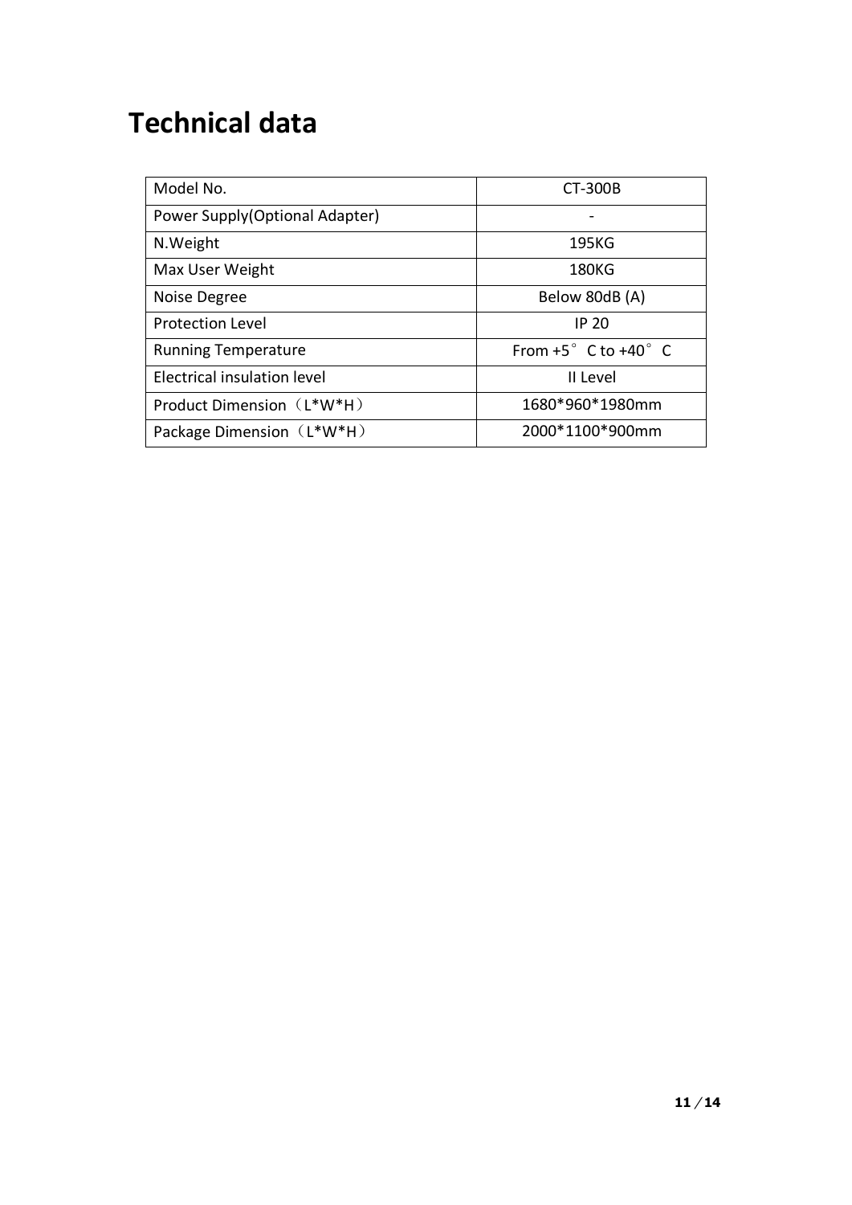# Technical data

| Model No. | CT-300B |
|---|---|
| Power Supply(Optional Adapter) | - |
| N.Weight | 195KG |
| Max User Weight | 180KG |
| Noise Degree | Below 80dB (A) |
| Protection Level | IP 20 |
| Running Temperature | From +5° C to +40° C |
| Electrical insulation level | II Level |
| Product Dimension（L*W*H） | 1680*960*1980mm |
| Package Dimension（L*W*H） | 2000*1100*900mm |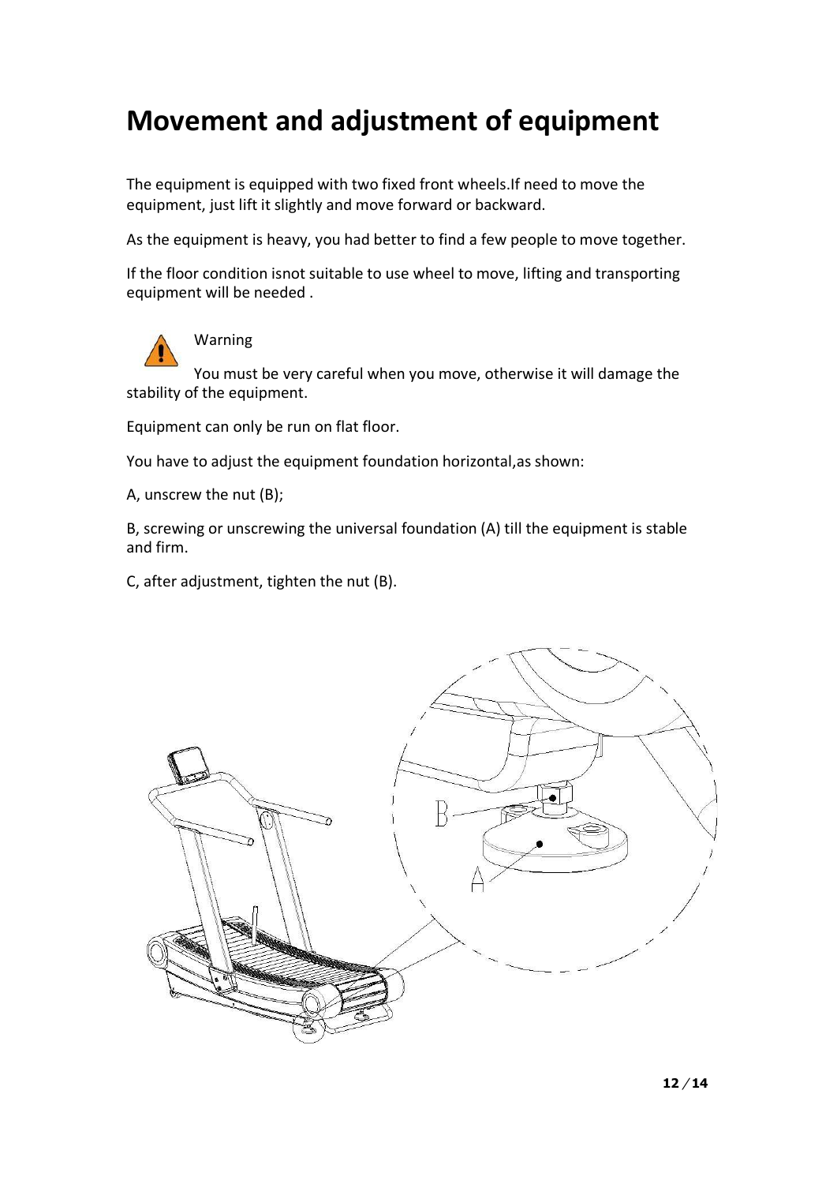# Movement and adjustment of equipment

The equipment is equipped with two fixed front wheels.If need to move the equipment, just lift it slightly and move forward or backward.

As the equipment is heavy, you had better to find a few people to move together.

If the floor condition isnot suitable to use wheel to move, lifting and transporting equipment will be needed .

Warning

You must be very careful when you move, otherwise it will damage the stability of the equipment.

Equipment can only be run on flat floor.

You have to adjust the equipment foundation horizontal,as shown:

A, unscrew the nut (B);

B, screwing or unscrewing the universal foundation (A) till the equipment is stable and firm.

C, after adjustment, tighten the nut (B).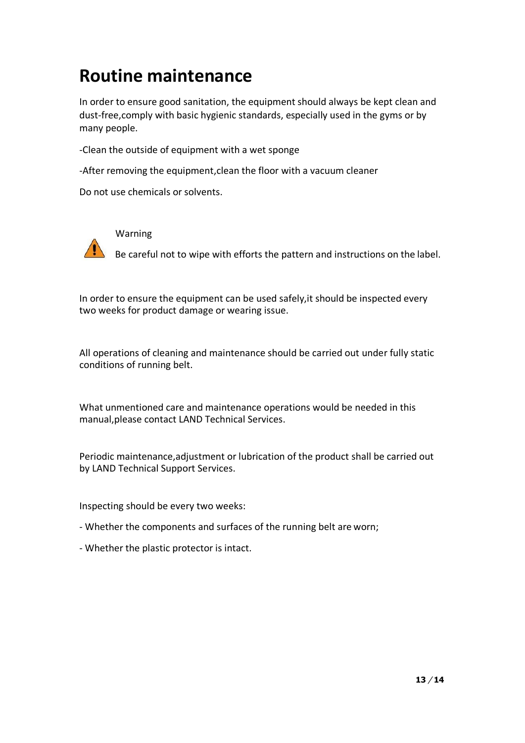# Routine maintenance

In order to ensure good sanitation, the equipment should always be kept clean and dust-free,comply with basic hygienic standards, especially used in the gyms or by many people.

-Clean the outside of equipment with a wet sponge

-After removing the equipment,clean the floor with a vacuum cleaner

Do not use chemicals or solvents.

Warning

Be careful not to wipe with efforts the pattern and instructions on the label.

In order to ensure the equipment can be used safely,it should be inspected every two weeks for product damage or wearing issue.

All operations of cleaning and maintenance should be carried out under fully static conditions of running belt.

What unmentioned care and maintenance operations would be needed in this manual,please contact LAND Technical Services.

Periodic maintenance,adjustment or lubrication of the product shall be carried out by LAND Technical Support Services.

Inspecting should be every two weeks:

- Whether the components and surfaces of the running belt are worn;
- Whether the plastic protector is intact.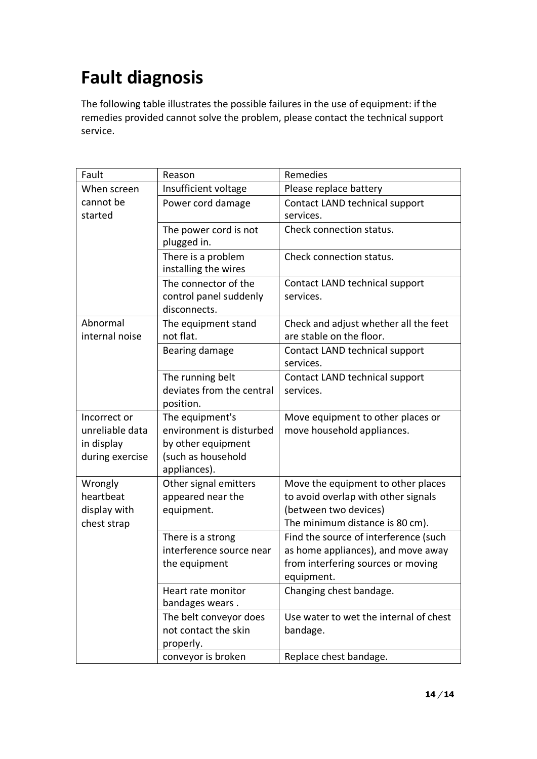# Fault diagnosis

The following table illustrates the possible failures in the use of equipment: if the remedies provided cannot solve the problem, please contact the technical support service.

| Fault | Reason | Remedies |
|---|---|---|
| When screen cannot be started | Insufficient voltage | Please replace battery |
| | Power cord damage | Contact LAND technical support services. |
| | The power cord is not plugged in. | Check connection status. |
| | There is a problem installing the wires | Check connection status. |
| | The connector of the control panel suddenly disconnects. | Contact LAND technical support services. |
| Abnormal internal noise | The equipment stand not flat. | Check and adjust whether all the feet are stable on the floor. |
| | Bearing damage | Contact LAND technical support services. |
| | The running belt deviates from the central position. | Contact LAND technical support services. |
| Incorrect or unreliable data in display during exercise | The equipment's environment is disturbed by other equipment (such as household appliances). | Move equipment to other places or move household appliances. |
| Wrongly heartbeat display with chest strap | Other signal emitters appeared near the equipment. | Move the equipment to other places to avoid overlap with other signals (between two devices) The minimum distance is 80 cm). |
| | There is a strong interference source near the equipment | Find the source of interference (such as home appliances), and move away from interfering sources or moving equipment. |
| | Heart rate monitor bandages wears . | Changing chest bandage. |
| | The belt conveyor does not contact the skin properly. | Use water to wet the internal of chest bandage. |
| | conveyor is broken | Replace chest bandage. |